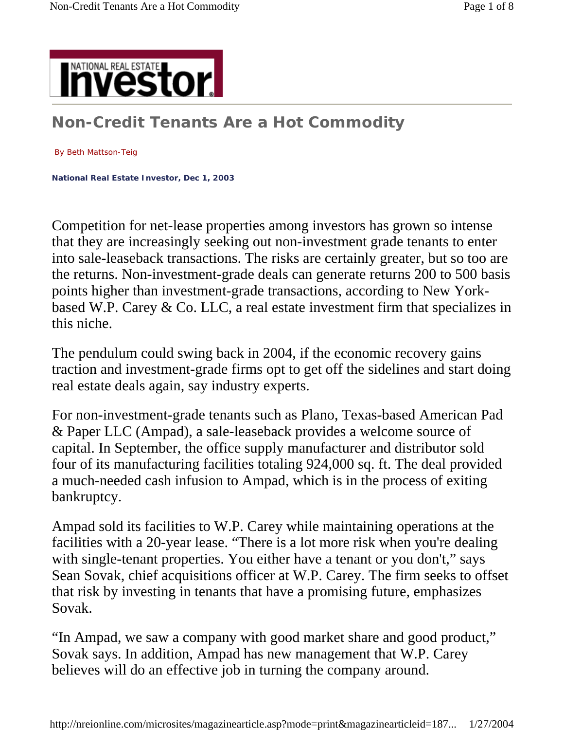# Non-Credit Tenants Are a Hot Commodity

By Beth Mattson-Teig

**National Real Estate Investor, Dec 1, 2003**

Competition for net-lease properties among investors has grown so intense that they are increasingly seeking out non-investment grade tenants to enter into sale-leaseback transactions. The risks are certainly greater, but so too are the returns. Non-investment-grade deals can generate returns 200 to 500 basis points higher than investment-grade transactions, according to New York-based W.P. Carey & Co. LLC, a real estate investment firm that specializes in this niche.

The pendulum could swing back in 2004, if the economic recovery gains traction and investment-grade firms opt to get off the sidelines and start doing real estate deals again, say industry experts.

For non-investment-grade tenants such as Plano, Texas-based American Pad & Paper LLC (Ampad), a sale-leaseback provides a welcome source of capital. In September, the office supply manufacturer and distributor sold four of its manufacturing facilities totaling 924,000 sq. ft. The deal provided a much-needed cash infusion to Ampad, which is in the process of exiting bankruptcy.

Ampad sold its facilities to W.P. Carey while maintaining operations at the facilities with a 20-year lease. "There is a lot more risk when you're dealing with single-tenant properties. You either have a tenant or you don't," says Sean Sovak, chief acquisitions officer at W.P. Carey. The firm seeks to offset that risk by investing in tenants that have a promising future, emphasizes Sovak.

"In Ampad, we saw a company with good market share and good product," Sovak says. In addition, Ampad has new management that W.P. Carey believes will do an effective job in turning the company around.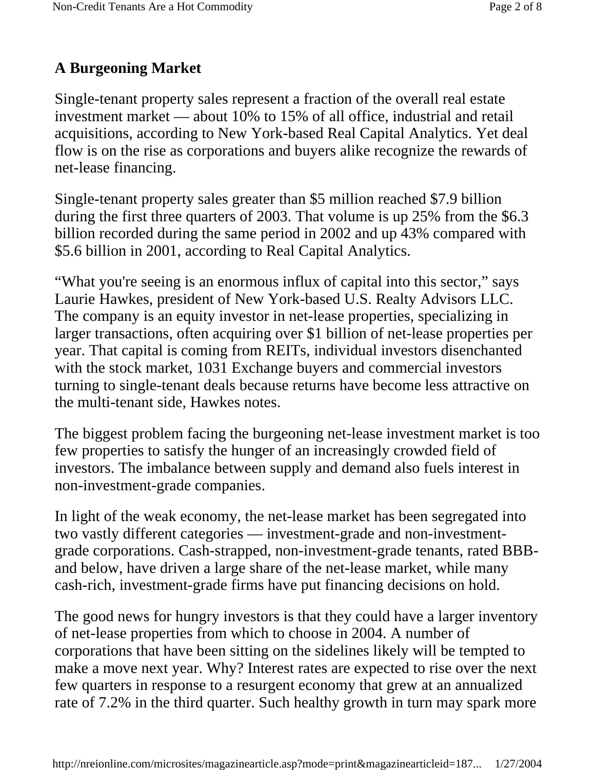## A Burgeoning Market

Single-tenant property sales represent a fraction of the overall real estate investment market — about 10% to 15% of all office, industrial and retail acquisitions, according to New York-based Real Capital Analytics. Yet deal flow is on the rise as corporations and buyers alike recognize the rewards of net-lease financing.

Single-tenant property sales greater than $5 million reached $7.9 billion during the first three quarters of 2003. That volume is up 25% from the $6.3 billion recorded during the same period in 2002 and up 43% compared with $5.6 billion in 2001, according to Real Capital Analytics.

"What you're seeing is an enormous influx of capital into this sector," says Laurie Hawkes, president of New York-based U.S. Realty Advisors LLC. The company is an equity investor in net-lease properties, specializing in larger transactions, often acquiring over $1 billion of net-lease properties per year. That capital is coming from REITs, individual investors disenchanted with the stock market, 1031 Exchange buyers and commercial investors turning to single-tenant deals because returns have become less attractive on the multi-tenant side, Hawkes notes.

The biggest problem facing the burgeoning net-lease investment market is too few properties to satisfy the hunger of an increasingly crowded field of investors. The imbalance between supply and demand also fuels interest in non-investment-grade companies.

In light of the weak economy, the net-lease market has been segregated into two vastly different categories — investment-grade and non-investment-grade corporations. Cash-strapped, non-investment-grade tenants, rated BBB- and below, have driven a large share of the net-lease market, while many cash-rich, investment-grade firms have put financing decisions on hold.

The good news for hungry investors is that they could have a larger inventory of net-lease properties from which to choose in 2004. A number of corporations that have been sitting on the sidelines likely will be tempted to make a move next year. Why? Interest rates are expected to rise over the next few quarters in response to a resurgent economy that grew at an annualized rate of 7.2% in the third quarter. Such healthy growth in turn may spark more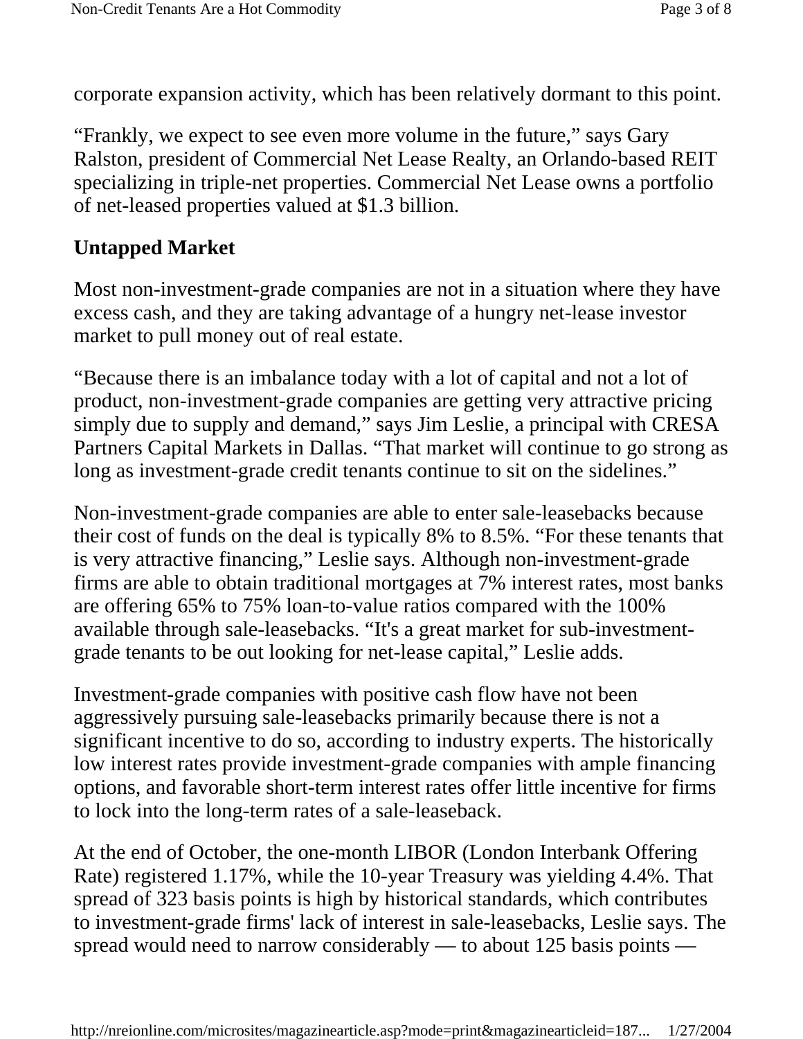corporate expansion activity, which has been relatively dormant to this point.

"Frankly, we expect to see even more volume in the future," says Gary Ralston, president of Commercial Net Lease Realty, an Orlando-based REIT specializing in triple-net properties. Commercial Net Lease owns a portfolio of net-leased properties valued at $1.3 billion.

## Untapped Market

Most non-investment-grade companies are not in a situation where they have excess cash, and they are taking advantage of a hungry net-lease investor market to pull money out of real estate.

"Because there is an imbalance today with a lot of capital and not a lot of product, non-investment-grade companies are getting very attractive pricing simply due to supply and demand," says Jim Leslie, a principal with CRESA Partners Capital Markets in Dallas. "That market will continue to go strong as long as investment-grade credit tenants continue to sit on the sidelines."

Non-investment-grade companies are able to enter sale-leasebacks because their cost of funds on the deal is typically 8% to 8.5%. "For these tenants that is very attractive financing," Leslie says. Although non-investment-grade firms are able to obtain traditional mortgages at 7% interest rates, most banks are offering 65% to 75% loan-to-value ratios compared with the 100% available through sale-leasebacks. "It's a great market for sub-investment-grade tenants to be out looking for net-lease capital," Leslie adds.

Investment-grade companies with positive cash flow have not been aggressively pursuing sale-leasebacks primarily because there is not a significant incentive to do so, according to industry experts. The historically low interest rates provide investment-grade companies with ample financing options, and favorable short-term interest rates offer little incentive for firms to lock into the long-term rates of a sale-leaseback.

At the end of October, the one-month LIBOR (London Interbank Offering Rate) registered 1.17%, while the 10-year Treasury was yielding 4.4%. That spread of 323 basis points is high by historical standards, which contributes to investment-grade firms' lack of interest in sale-leasebacks, Leslie says. The spread would need to narrow considerably — to about 125 basis points —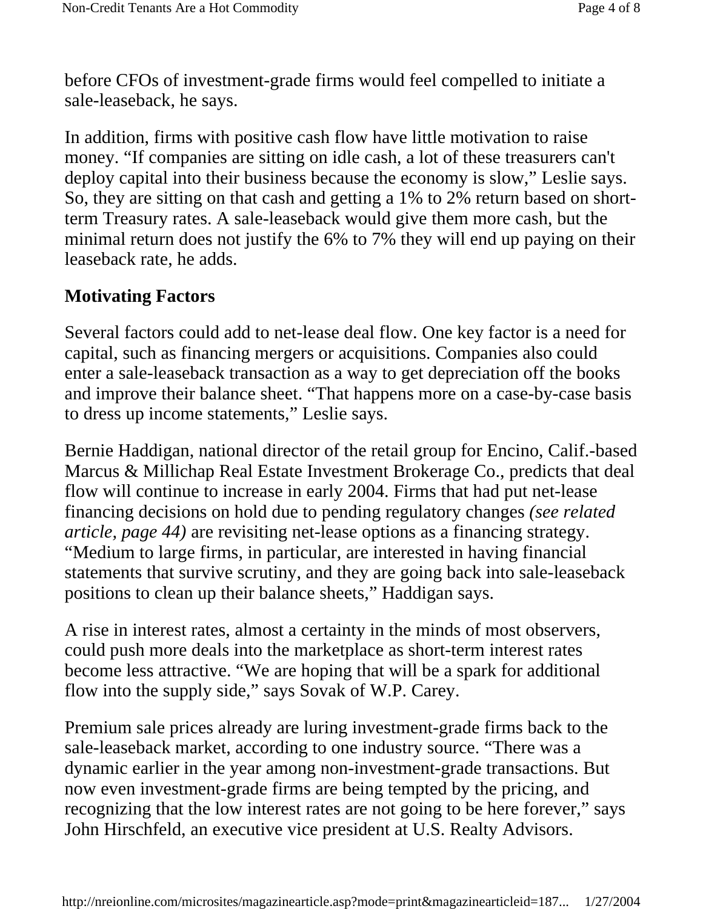before CFOs of investment-grade firms would feel compelled to initiate a sale-leaseback, he says.

In addition, firms with positive cash flow have little motivation to raise money. “If companies are sitting on idle cash, a lot of these treasurers can't deploy capital into their business because the economy is slow,” Leslie says. So, they are sitting on that cash and getting a 1% to 2% return based on short-term Treasury rates. A sale-leaseback would give them more cash, but the minimal return does not justify the 6% to 7% they will end up paying on their leaseback rate, he adds.

## Motivating Factors

Several factors could add to net-lease deal flow. One key factor is a need for capital, such as financing mergers or acquisitions. Companies also could enter a sale-leaseback transaction as a way to get depreciation off the books and improve their balance sheet. “That happens more on a case-by-case basis to dress up income statements,” Leslie says.

Bernie Haddigan, national director of the retail group for Encino, Calif.-based Marcus & Millichap Real Estate Investment Brokerage Co., predicts that deal flow will continue to increase in early 2004. Firms that had put net-lease financing decisions on hold due to pending regulatory changes *(see related article, page 44)* are revisiting net-lease options as a financing strategy. “Medium to large firms, in particular, are interested in having financial statements that survive scrutiny, and they are going back into sale-leaseback positions to clean up their balance sheets,” Haddigan says.

A rise in interest rates, almost a certainty in the minds of most observers, could push more deals into the marketplace as short-term interest rates become less attractive. “We are hoping that will be a spark for additional flow into the supply side,” says Sovak of W.P. Carey.

Premium sale prices already are luring investment-grade firms back to the sale-leaseback market, according to one industry source. “There was a dynamic earlier in the year among non-investment-grade transactions. But now even investment-grade firms are being tempted by the pricing, and recognizing that the low interest rates are not going to be here forever,” says John Hirschfeld, an executive vice president at U.S. Realty Advisors.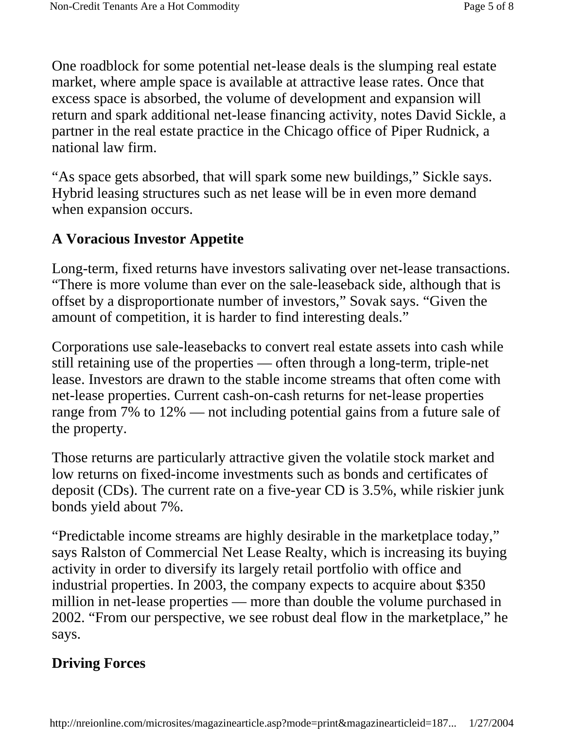One roadblock for some potential net-lease deals is the slumping real estate market, where ample space is available at attractive lease rates. Once that excess space is absorbed, the volume of development and expansion will return and spark additional net-lease financing activity, notes David Sickle, a partner in the real estate practice in the Chicago office of Piper Rudnick, a national law firm.

"As space gets absorbed, that will spark some new buildings," Sickle says. Hybrid leasing structures such as net lease will be in even more demand when expansion occurs.

## A Voracious Investor Appetite

Long-term, fixed returns have investors salivating over net-lease transactions. "There is more volume than ever on the sale-leaseback side, although that is offset by a disproportionate number of investors," Sovak says. "Given the amount of competition, it is harder to find interesting deals."

Corporations use sale-leasebacks to convert real estate assets into cash while still retaining use of the properties — often through a long-term, triple-net lease. Investors are drawn to the stable income streams that often come with net-lease properties. Current cash-on-cash returns for net-lease properties range from 7% to 12% — not including potential gains from a future sale of the property.

Those returns are particularly attractive given the volatile stock market and low returns on fixed-income investments such as bonds and certificates of deposit (CDs). The current rate on a five-year CD is 3.5%, while riskier junk bonds yield about 7%.

"Predictable income streams are highly desirable in the marketplace today," says Ralston of Commercial Net Lease Realty, which is increasing its buying activity in order to diversify its largely retail portfolio with office and industrial properties. In 2003, the company expects to acquire about $350 million in net-lease properties — more than double the volume purchased in 2002. "From our perspective, we see robust deal flow in the marketplace," he says.

## Driving Forces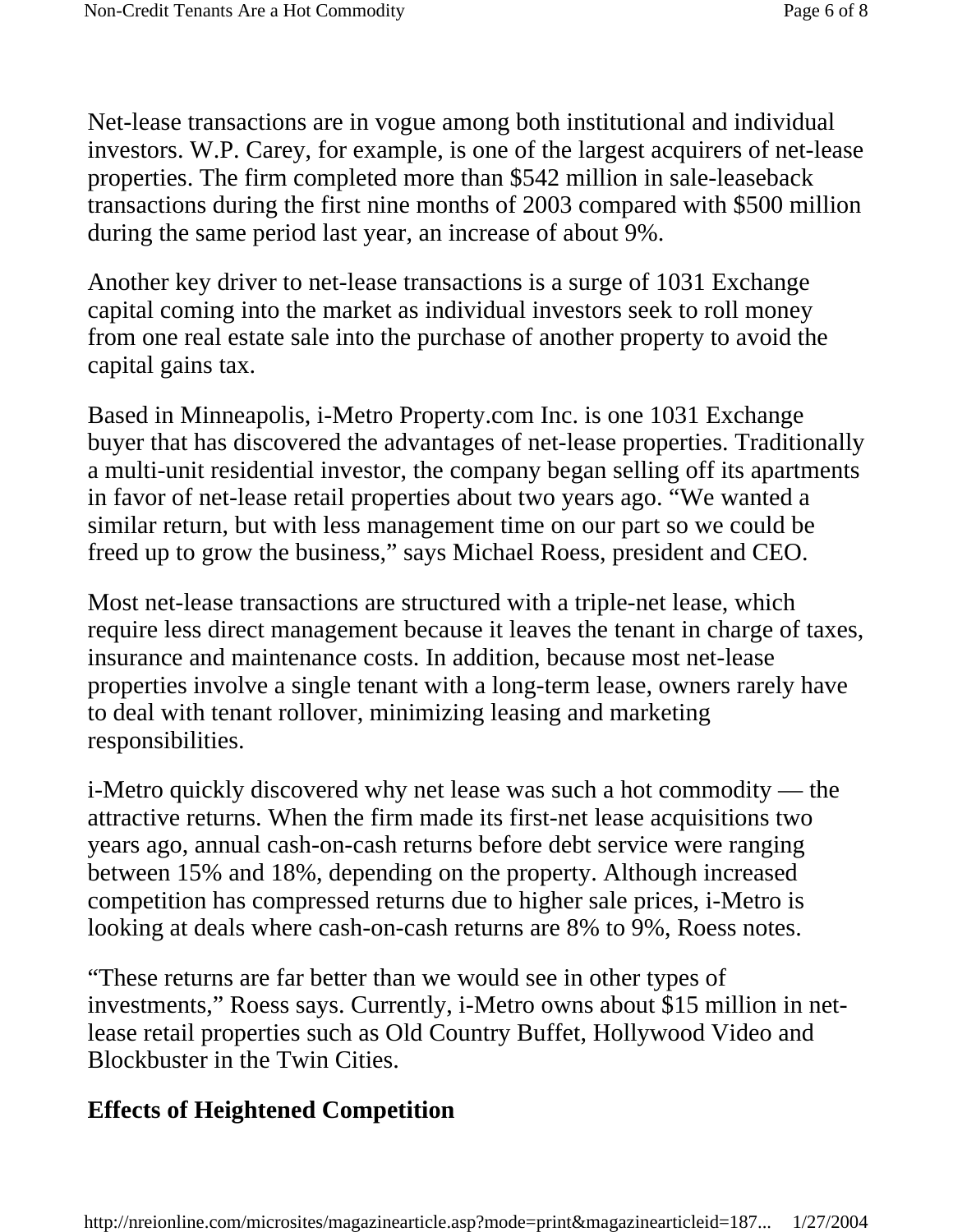Net-lease transactions are in vogue among both institutional and individual investors. W.P. Carey, for example, is one of the largest acquirers of net-lease properties. The firm completed more than $542 million in sale-leaseback transactions during the first nine months of 2003 compared with $500 million during the same period last year, an increase of about 9%.

Another key driver to net-lease transactions is a surge of 1031 Exchange capital coming into the market as individual investors seek to roll money from one real estate sale into the purchase of another property to avoid the capital gains tax.

Based in Minneapolis, i-Metro Property.com Inc. is one 1031 Exchange buyer that has discovered the advantages of net-lease properties. Traditionally a multi-unit residential investor, the company began selling off its apartments in favor of net-lease retail properties about two years ago. “We wanted a similar return, but with less management time on our part so we could be freed up to grow the business,” says Michael Roess, president and CEO.

Most net-lease transactions are structured with a triple-net lease, which require less direct management because it leaves the tenant in charge of taxes, insurance and maintenance costs. In addition, because most net-lease properties involve a single tenant with a long-term lease, owners rarely have to deal with tenant rollover, minimizing leasing and marketing responsibilities.

i-Metro quickly discovered why net lease was such a hot commodity — the attractive returns. When the firm made its first-net lease acquisitions two years ago, annual cash-on-cash returns before debt service were ranging between 15% and 18%, depending on the property. Although increased competition has compressed returns due to higher sale prices, i-Metro is looking at deals where cash-on-cash returns are 8% to 9%, Roess notes.

“These returns are far better than we would see in other types of investments,” Roess says. Currently, i-Metro owns about $15 million in net-lease retail properties such as Old Country Buffet, Hollywood Video and Blockbuster in the Twin Cities.

## Effects of Heightened Competition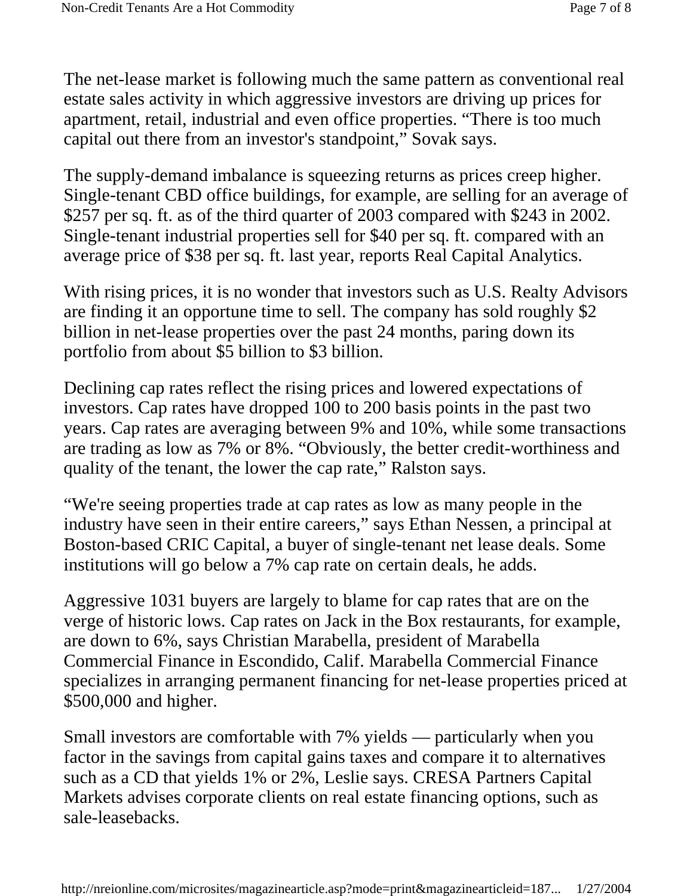The net-lease market is following much the same pattern as conventional real estate sales activity in which aggressive investors are driving up prices for apartment, retail, industrial and even office properties. “There is too much capital out there from an investor's standpoint,” Sovak says.

The supply-demand imbalance is squeezing returns as prices creep higher. Single-tenant CBD office buildings, for example, are selling for an average of $257 per sq. ft. as of the third quarter of 2003 compared with $243 in 2002. Single-tenant industrial properties sell for $40 per sq. ft. compared with an average price of $38 per sq. ft. last year, reports Real Capital Analytics.

With rising prices, it is no wonder that investors such as U.S. Realty Advisors are finding it an opportune time to sell. The company has sold roughly $2 billion in net-lease properties over the past 24 months, paring down its portfolio from about $5 billion to $3 billion.

Declining cap rates reflect the rising prices and lowered expectations of investors. Cap rates have dropped 100 to 200 basis points in the past two years. Cap rates are averaging between 9% and 10%, while some transactions are trading as low as 7% or 8%. “Obviously, the better credit-worthiness and quality of the tenant, the lower the cap rate,” Ralston says.

“We're seeing properties trade at cap rates as low as many people in the industry have seen in their entire careers,” says Ethan Nessen, a principal at Boston-based CRIC Capital, a buyer of single-tenant net lease deals. Some institutions will go below a 7% cap rate on certain deals, he adds.

Aggressive 1031 buyers are largely to blame for cap rates that are on the verge of historic lows. Cap rates on Jack in the Box restaurants, for example, are down to 6%, says Christian Marabella, president of Marabella Commercial Finance in Escondido, Calif. Marabella Commercial Finance specializes in arranging permanent financing for net-lease properties priced at $500,000 and higher.

Small investors are comfortable with 7% yields — particularly when you factor in the savings from capital gains taxes and compare it to alternatives such as a CD that yields 1% or 2%, Leslie says. CRESA Partners Capital Markets advises corporate clients on real estate financing options, such as sale-leasebacks.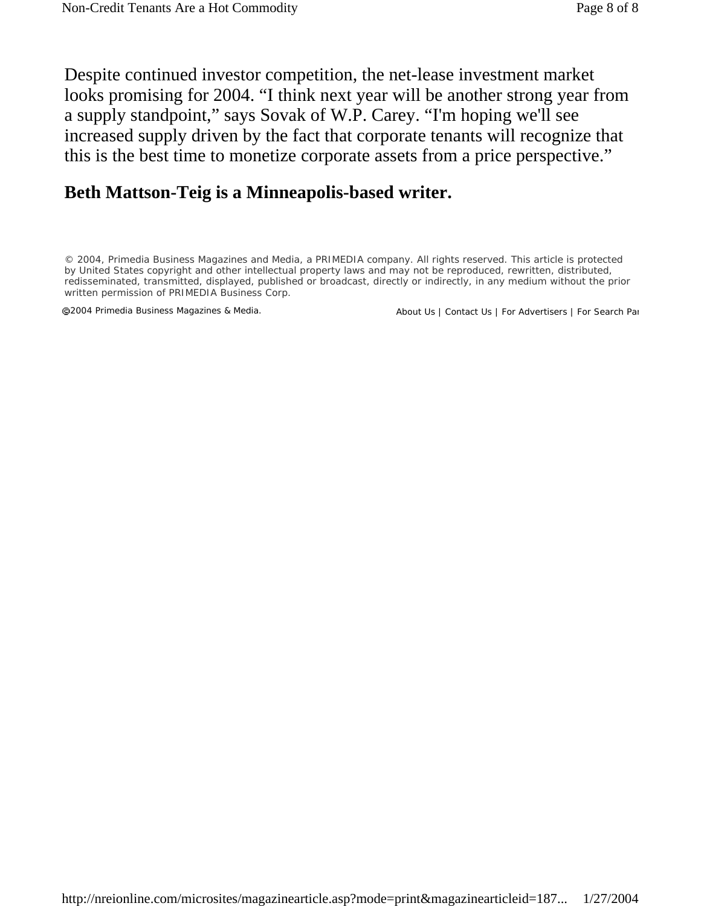Despite continued investor competition, the net-lease investment market looks promising for 2004. "I think next year will be another strong year from a supply standpoint," says Sovak of W.P. Carey. "I'm hoping we'll see increased supply driven by the fact that corporate tenants will recognize that this is the best time to monetize corporate assets from a price perspective."

**Beth Mattson-Teig is a Minneapolis-based writer.**

© 2004, Primedia Business Magazines and Media, a PRIMEDIA company. All rights reserved. This article is protected by United States copyright and other intellectual property laws and may not be reproduced, rewritten, distributed, redisseminated, transmitted, displayed, published or broadcast, directly or indirectly, in any medium without the prior written permission of PRIMEDIA Business Corp.

©2004 Primedia Business Magazines & Media.

About Us | Contact Us | For Advertisers | For Search Par